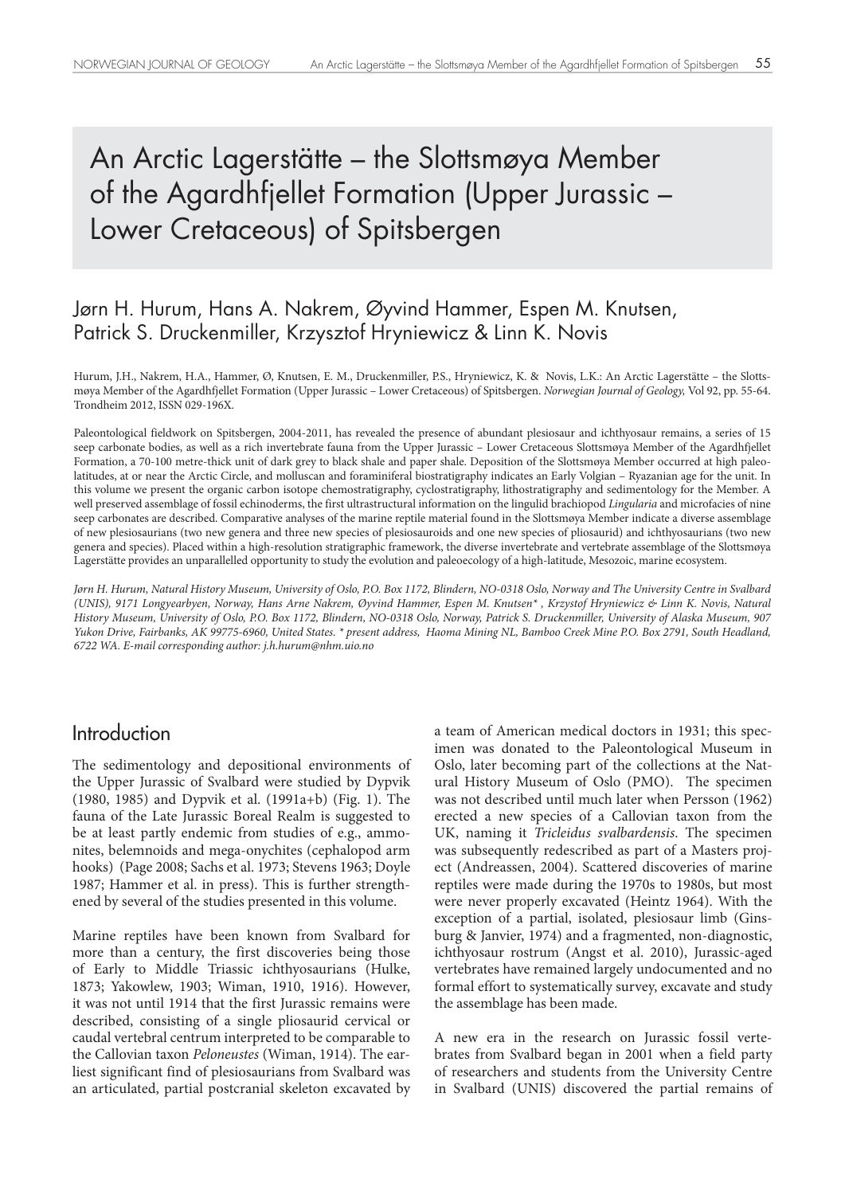# An Arctic Lagerstätte – the Slottsmøya Member of the Agardhfjellet Formation (Upper Jurassic – Lower Cretaceous) of Spitsbergen

Jørn H. Hurum, Hans A. Nakrem, Øyvind Hammer, Espen M. Knutsen, Patrick S. Druckenmiller, Krzysztof Hryniewicz & Linn K. Novis

Hurum, J.H., Nakrem, H.A., Hammer, Ø, Knutsen, E. M., Druckenmiller, P.S., Hryniewicz, K. & Novis, L.K.: An Arctic Lagerstätte – the Slottsmøya Member of the Agardhfjellet Formation (Upper Jurassic – Lower Cretaceous) of Spitsbergen. *Norwegian Journal of Geology,* Vol 92, pp. 55-64. Trondheim 2012, ISSN 029-196X.

Paleontological fieldwork on Spitsbergen, 2004-2011, has revealed the presence of abundant plesiosaur and ichthyosaur remains, a series of 15 seep carbonate bodies, as well as a rich invertebrate fauna from the Upper Jurassic – Lower Cretaceous Slottsmøya Member of the Agardhfjellet Formation, a 70-100 metre-thick unit of dark grey to black shale and paper shale. Deposition of the Slottsmøya Member occurred at high paleolatitudes, at or near the Arctic Circle, and molluscan and foraminiferal biostratigraphy indicates an Early Volgian – Ryazanian age for the unit. In this volume we present the organic carbon isotope chemostratigraphy, cyclostratigraphy, lithostratigraphy and sedimentology for the Member. A well preserved assemblage of fossil echinoderms, the first ultrastructural information on the lingulid brachiopod *Lingularia* and microfacies of nine seep carbonates are described. Comparative analyses of the marine reptile material found in the Slottsmøya Member indicate a diverse assemblage of new plesiosaurians (two new genera and three new species of plesiosauroids and one new species of pliosaurid) and ichthyosaurians (two new genera and species). Placed within a high-resolution stratigraphic framework, the diverse invertebrate and vertebrate assemblage of the Slottsmøya Lagerstätte provides an unparallelled opportunity to study the evolution and paleoecology of a high-latitude, Mesozoic, marine ecosystem.

*Jørn H. Hurum, Natural History Museum, University of Oslo, P.O. Box 1172, Blindern, NO-0318 Oslo, Norway and The University Centre in Svalbard (UNIS), 9171 Longyearbyen, Norway, Hans Arne Nakrem, Øyvind Hammer, Espen M. Knutsen\* , Krzystof Hryniewicz & Linn K. Novis, Natural History Museum, University of Oslo, P.O. Box 1172, Blindern, NO-0318 Oslo, Norway, Patrick S. Druckenmiller, University of Alaska Museum, 907 Yukon Drive, Fairbanks, AK 99775-6960, United States. \* present address, Haoma Mining NL, Bamboo Creek Mine P.O. Box 2791, South Headland, 6722 WA. E-mail corresponding author: j.h.hurum@nhm.uio.no*

## Introduction

The sedimentology and depositional environments of the Upper Jurassic of Svalbard were studied by Dypvik (1980, 1985) and Dypvik et al. (1991a+b) (Fig. 1). The fauna of the Late Jurassic Boreal Realm is suggested to be at least partly endemic from studies of e.g., ammonites, belemnoids and mega-onychites (cephalopod arm hooks) (Page 2008; Sachs et al. 1973; Stevens 1963; Doyle 1987; Hammer et al. in press). This is further strengthened by several of the studies presented in this volume.

Marine reptiles have been known from Svalbard for more than a century, the first discoveries being those of Early to Middle Triassic ichthyosaurians (Hulke, 1873; Yakowlew, 1903; Wiman, 1910, 1916). However, it was not until 1914 that the first Jurassic remains were described, consisting of a single pliosaurid cervical or caudal vertebral centrum interpreted to be comparable to the Callovian taxon *Peloneustes* (Wiman, 1914). The earliest significant find of plesiosaurians from Svalbard was an articulated, partial postcranial skeleton excavated by a team of American medical doctors in 1931; this specimen was donated to the Paleontological Museum in Oslo, later becoming part of the collections at the Natural History Museum of Oslo (PMO). The specimen was not described until much later when Persson (1962) erected a new species of a Callovian taxon from the UK, naming it *Tricleidus svalbardensis*. The specimen was subsequently redescribed as part of a Masters project (Andreassen, 2004). Scattered discoveries of marine reptiles were made during the 1970s to 1980s, but most were never properly excavated (Heintz 1964). With the exception of a partial, isolated, plesiosaur limb (Ginsburg & Janvier, 1974) and a fragmented, non-diagnostic, ichthyosaur rostrum (Angst et al. 2010), Jurassic-aged vertebrates have remained largely undocumented and no formal effort to systematically survey, excavate and study the assemblage has been made.

A new era in the research on Jurassic fossil vertebrates from Svalbard began in 2001 when a field party of researchers and students from the University Centre in Svalbard (UNIS) discovered the partial remains of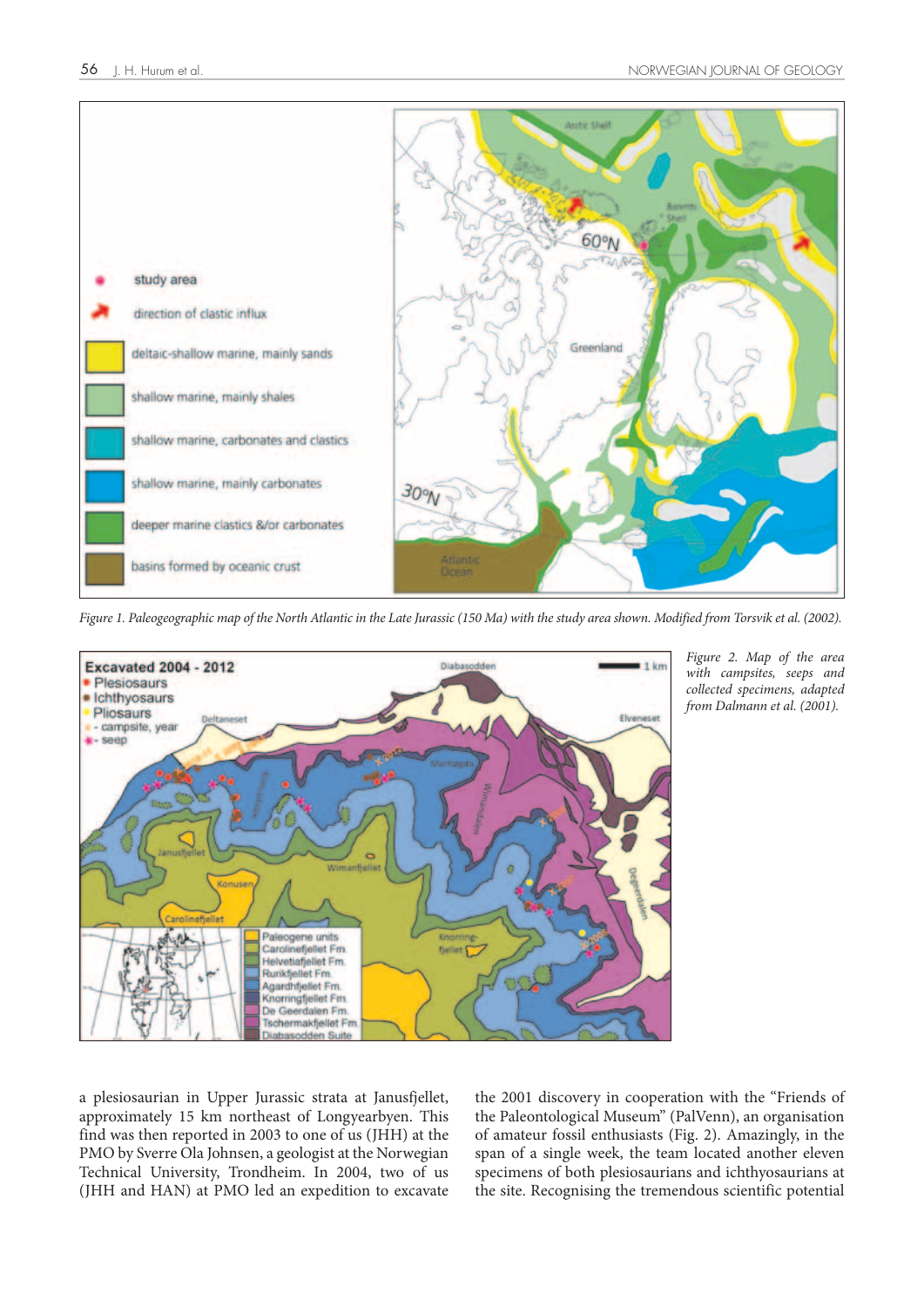Figure 1. Paleogeographic map of the North Atlantic in the Late Jurassic (150 Ma) with the study area shown. Modified from Torsvik et al. (2002).

Figure 2. Map of the area with campsites, seeps and collected specimens, adapted from Dalmann et al. (2001).

a plesiosaurian in Upper Jurassic strata at Janusfjellet, approximately 15 km northeast of Longyearbyen. This find was then reported in 2003 to one of us (JHH) at the PMO by Sverre Ola Johnsen, a geologist at the Norwegian Technical University, Trondheim. In 2004, two of us (JHH and HAN) at PMO led an expedition to excavate the 2001 discovery in cooperation with the "Friends of the Paleontological Museum" (PalVenn), an organisation of amateur fossil enthusiasts (Fig. 2). Amazingly, in the span of a single week, the team located another eleven specimens of both plesiosaurians and ichthyosaurians at the site. Recognising the tremendous scientific potential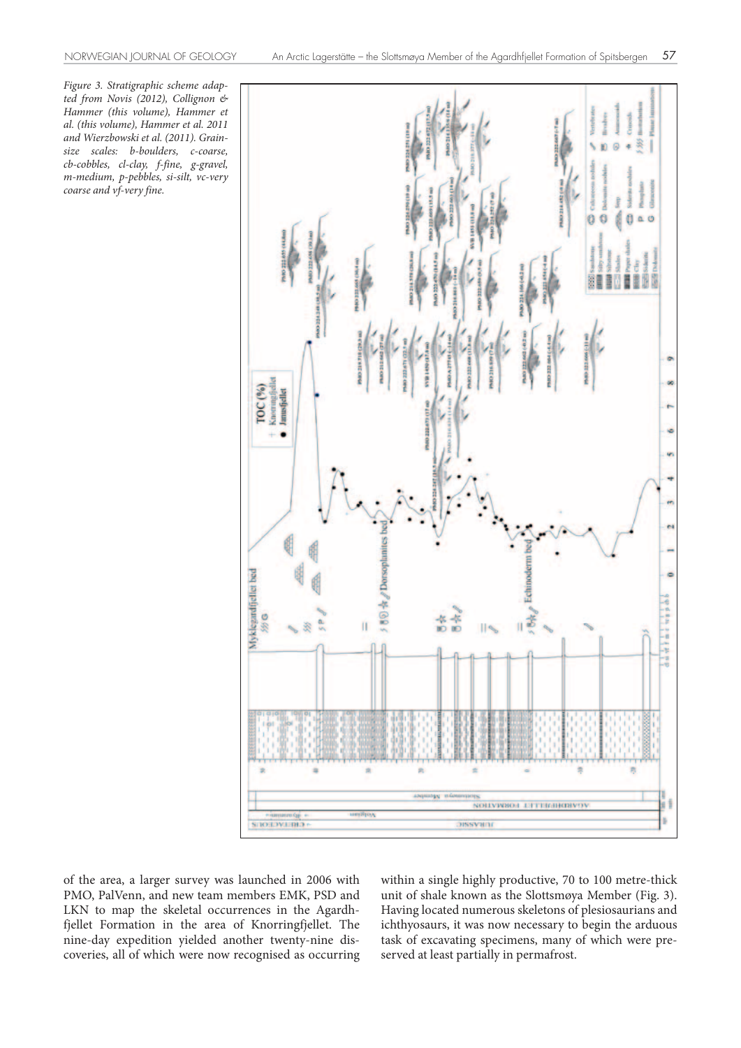*Figure 3. Stratigraphic scheme adapted from Novis (2012), Collignon & Hammer (this volume), Hammer et al. (this volume), Hammer et al. 2011 and Wierzbowski et al. (2011). Grain-size scales: b-boulders, c-coarse, cb-cobbles, cl-clay, f-fine, g-gravel, m-medium, p-pebbles, si-silt, vc-very coarse and vf-very fine.*

of the area, a larger survey was launched in 2006 with PMO, PalVenn, and new team members EMK, PSD and LKN to map the skeletal occurrences in the Agardhfjellet Formation in the area of Knorringfjellet. The nine-day expedition yielded another twenty-nine discoveries, all of which were now recognised as occurring within a single highly productive, 70 to 100 metre-thick unit of shale known as the Slottsmøya Member (Fig. 3). Having located numerous skeletons of plesiosaurians and ichthyosaurs, it was now necessary to begin the arduous task of excavating specimens, many of which were preserved at least partially in permafrost.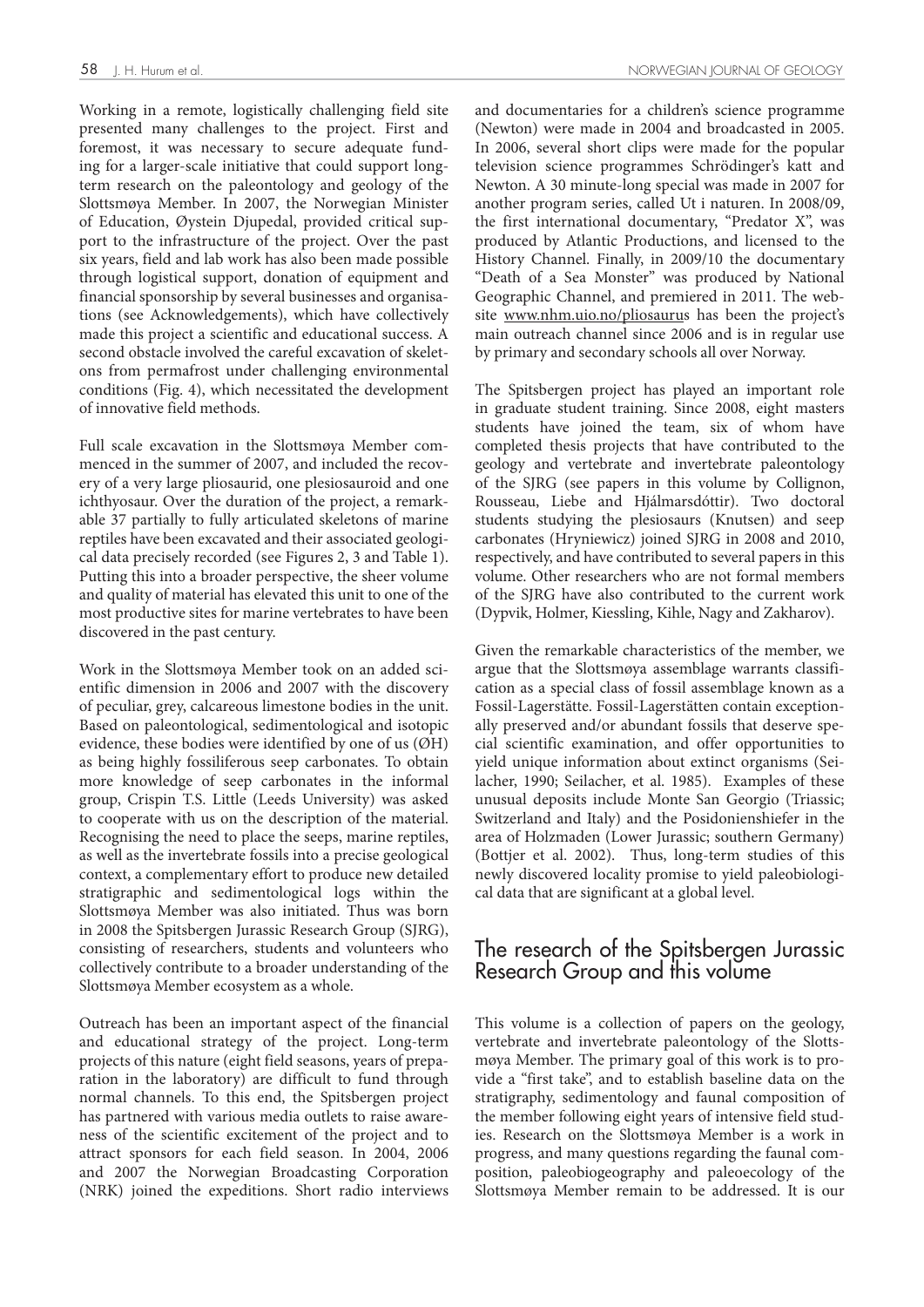Working in a remote, logistically challenging field site presented many challenges to the project. First and foremost, it was necessary to secure adequate funding for a larger-scale initiative that could support long-term research on the paleontology and geology of the Slottsmøya Member. In 2007, the Norwegian Minister of Education, Øystein Djupedal, provided critical support to the infrastructure of the project. Over the past six years, field and lab work has also been made possible through logistical support, donation of equipment and financial sponsorship by several businesses and organisations (see Acknowledgements), which have collectively made this project a scientific and educational success. A second obstacle involved the careful excavation of skeletons from permafrost under challenging environmental conditions (Fig. 4), which necessitated the development of innovative field methods.

Full scale excavation in the Slottsmøya Member commenced in the summer of 2007, and included the recovery of a very large pliosaurid, one plesiosauroid and one ichthyosaur. Over the duration of the project, a remarkable 37 partially to fully articulated skeletons of marine reptiles have been excavated and their associated geological data precisely recorded (see Figures 2, 3 and Table 1). Putting this into a broader perspective, the sheer volume and quality of material has elevated this unit to one of the most productive sites for marine vertebrates to have been discovered in the past century.

Work in the Slottsmøya Member took on an added scientific dimension in 2006 and 2007 with the discovery of peculiar, grey, calcareous limestone bodies in the unit. Based on paleontological, sedimentological and isotopic evidence, these bodies were identified by one of us (ØH) as being highly fossiliferous seep carbonates. To obtain more knowledge of seep carbonates in the informal group, Crispin T.S. Little (Leeds University) was asked to cooperate with us on the description of the material. Recognising the need to place the seeps, marine reptiles, as well as the invertebrate fossils into a precise geological context, a complementary effort to produce new detailed stratigraphic and sedimentological logs within the Slottsmøya Member was also initiated. Thus was born in 2008 the Spitsbergen Jurassic Research Group (SJRG), consisting of researchers, students and volunteers who collectively contribute to a broader understanding of the Slottsmøya Member ecosystem as a whole.

Outreach has been an important aspect of the financial and educational strategy of the project. Long-term projects of this nature (eight field seasons, years of preparation in the laboratory) are difficult to fund through normal channels. To this end, the Spitsbergen project has partnered with various media outlets to raise awareness of the scientific excitement of the project and to attract sponsors for each field season. In 2004, 2006 and 2007 the Norwegian Broadcasting Corporation (NRK) joined the expeditions. Short radio interviews and documentaries for a children's science programme (Newton) were made in 2004 and broadcasted in 2005. In 2006, several short clips were made for the popular television science programmes Schrödinger's katt and Newton. A 30 minute-long special was made in 2007 for another program series, called Ut i naturen. In 2008/09, the first international documentary, "Predator X", was produced by Atlantic Productions, and licensed to the History Channel. Finally, in 2009/10 the documentary "Death of a Sea Monster" was produced by National Geographic Channel, and premiered in 2011. The website www.nhm.uio.no/pliosaurus has been the project's main outreach channel since 2006 and is in regular use by primary and secondary schools all over Norway.

The Spitsbergen project has played an important role in graduate student training. Since 2008, eight masters students have joined the team, six of whom have completed thesis projects that have contributed to the geology and vertebrate and invertebrate paleontology of the SJRG (see papers in this volume by Collignon, Rousseau, Liebe and Hjálmarsdóttir). Two doctoral students studying the plesiosaurs (Knutsen) and seep carbonates (Hryniewicz) joined SJRG in 2008 and 2010, respectively, and have contributed to several papers in this volume. Other researchers who are not formal members of the SJRG have also contributed to the current work (Dypvik, Holmer, Kiessling, Kihle, Nagy and Zakharov).

Given the remarkable characteristics of the member, we argue that the Slottsmøya assemblage warrants classification as a special class of fossil assemblage known as a Fossil-Lagerstätte. Fossil-Lagerstätten contain exceptionally preserved and/or abundant fossils that deserve special scientific examination, and offer opportunities to yield unique information about extinct organisms (Seilacher, 1990; Seilacher, et al. 1985). Examples of these unusual deposits include Monte San Georgio (Triassic; Switzerland and Italy) and the Posidonienshiefer in the area of Holzmaden (Lower Jurassic; southern Germany) (Bottjer et al. 2002). Thus, long-term studies of this newly discovered locality promise to yield paleobiological data that are significant at a global level.

## The research of the Spitsbergen Jurassic Research Group and this volume

This volume is a collection of papers on the geology, vertebrate and invertebrate paleontology of the Slottsmøya Member. The primary goal of this work is to provide a "first take", and to establish baseline data on the stratigraphy, sedimentology and faunal composition of the member following eight years of intensive field studies. Research on the Slottsmøya Member is a work in progress, and many questions regarding the faunal composition, paleobiogeography and paleoecology of the Slottsmøya Member remain to be addressed. It is our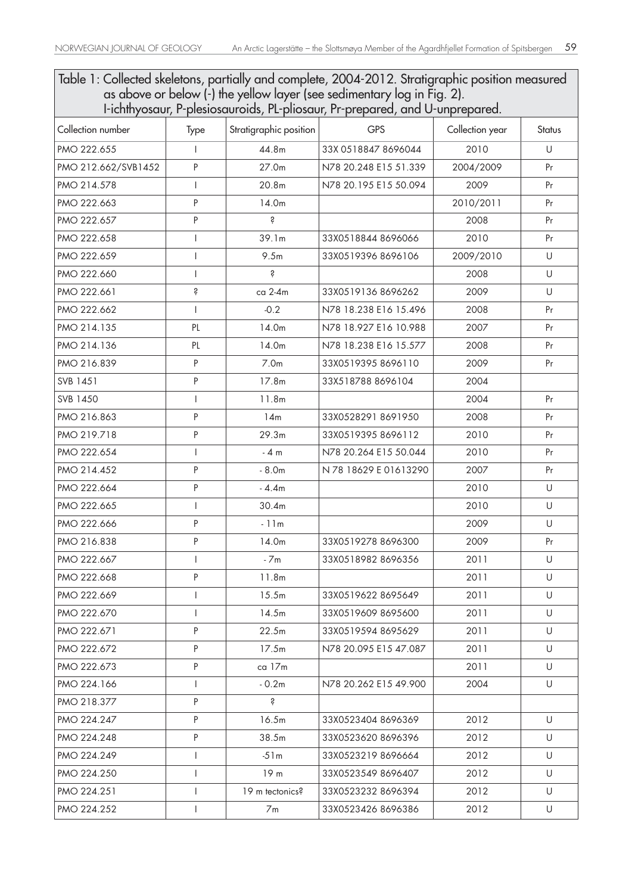Table 1: Collected skeletons, partially and complete, 2004-2012. Stratigraphic position measured as above or below (-) the yellow layer (see sedimentary log in Fig. 2).
I-ichthyosaur, P-plesiosauroids, PL-pliosaur, Pr-prepared, and U-unprepared.

| Collection number | Type | Stratigraphic position | GPS | Collection year | Status |
|---|---|---|---|---|---|
| PMO 222.655 | I | 44.8m | 33X 0518847 8696044 | 2010 | U |
| PMO 212.662/SVB1452 | P | 27.0m | N78 20.248 E15 51.339 | 2004/2009 | Pr |
| PMO 214.578 | I | 20.8m | N78 20.195 E15 50.094 | 2009 | Pr |
| PMO 222.663 | P | 14.0m | | 2010/2011 | Pr |
| PMO 222.657 | P | ? | | 2008 | Pr |
| PMO 222.658 | I | 39.1m | 33X0518844 8696066 | 2010 | Pr |
| PMO 222.659 | I | 9.5m | 33X0519396 8696106 | 2009/2010 | U |
| PMO 222.660 | I | ? | | 2008 | U |
| PMO 222.661 | ? | ca 2-4m | 33X0519136 8696262 | 2009 | U |
| PMO 222.662 | I | -0.2 | N78 18.238 E16 15.496 | 2008 | Pr |
| PMO 214.135 | PL | 14.0m | N78 18.927 E16 10.988 | 2007 | Pr |
| PMO 214.136 | PL | 14.0m | N78 18.238 E16 15.577 | 2008 | Pr |
| PMO 216.839 | P | 7.0m | 33X0519395 8696110 | 2009 | Pr |
| SVB 1451 | P | 17.8m | 33X518788 8696104 | 2004 | |
| SVB 1450 | I | 11.8m | | 2004 | Pr |
| PMO 216.863 | P | 14m | 33X0528291 8691950 | 2008 | Pr |
| PMO 219.718 | P | 29.3m | 33X0519395 8696112 | 2010 | Pr |
| PMO 222.654 | I | - 4 m | N78 20.264 E15 50.044 | 2010 | Pr |
| PMO 214.452 | P | - 8.0m | N 78 18629 E 01613290 | 2007 | Pr |
| PMO 222.664 | P | - 4.4m | | 2010 | U |
| PMO 222.665 | I | 30.4m | | 2010 | U |
| PMO 222.666 | P | - 11m | | 2009 | U |
| PMO 216.838 | P | 14.0m | 33X0519278 8696300 | 2009 | Pr |
| PMO 222.667 | I | - 7m | 33X0518982 8696356 | 2011 | U |
| PMO 222.668 | P | 11.8m | | 2011 | U |
| PMO 222.669 | I | 15.5m | 33X0519622 8695649 | 2011 | U |
| PMO 222.670 | I | 14.5m | 33X0519609 8695600 | 2011 | U |
| PMO 222.671 | P | 22.5m | 33X0519594 8695629 | 2011 | U |
| PMO 222.672 | P | 17.5m | N78 20.095 E15 47.087 | 2011 | U |
| PMO 222.673 | P | ca 17m | | 2011 | U |
| PMO 224.166 | I | - 0.2m | N78 20.262 E15 49.900 | 2004 | U |
| PMO 218.377 | P | ? | | | |
| PMO 224.247 | P | 16.5m | 33X0523404 8696369 | 2012 | U |
| PMO 224.248 | P | 38.5m | 33X0523620 8696396 | 2012 | U |
| PMO 224.249 | I | -51m | 33X0523219 8696664 | 2012 | U |
| PMO 224.250 | I | 19 m | 33X0523549 8696407 | 2012 | U |
| PMO 224.251 | I | 19 m tectonics? | 33X0523232 8696394 | 2012 | U |
| PMO 224.252 | I | 7m | 33X0523426 8696386 | 2012 | U |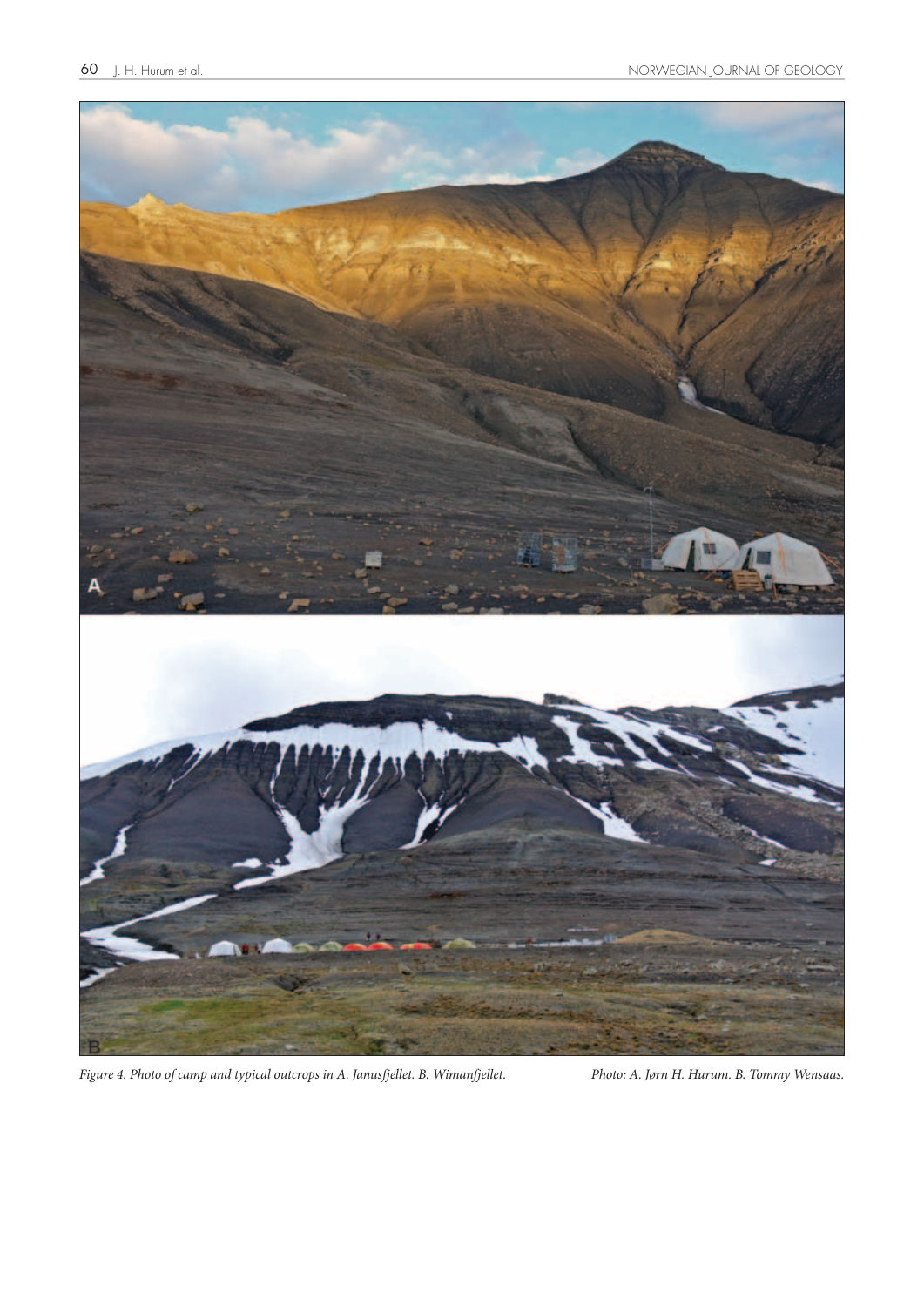*Figure 4. Photo of camp and typical outcrops in A. Janusfjellet. B. Wimanfjellet.* *Photo: A. Jørn H. Hurum. B. Tommy Wensaas.*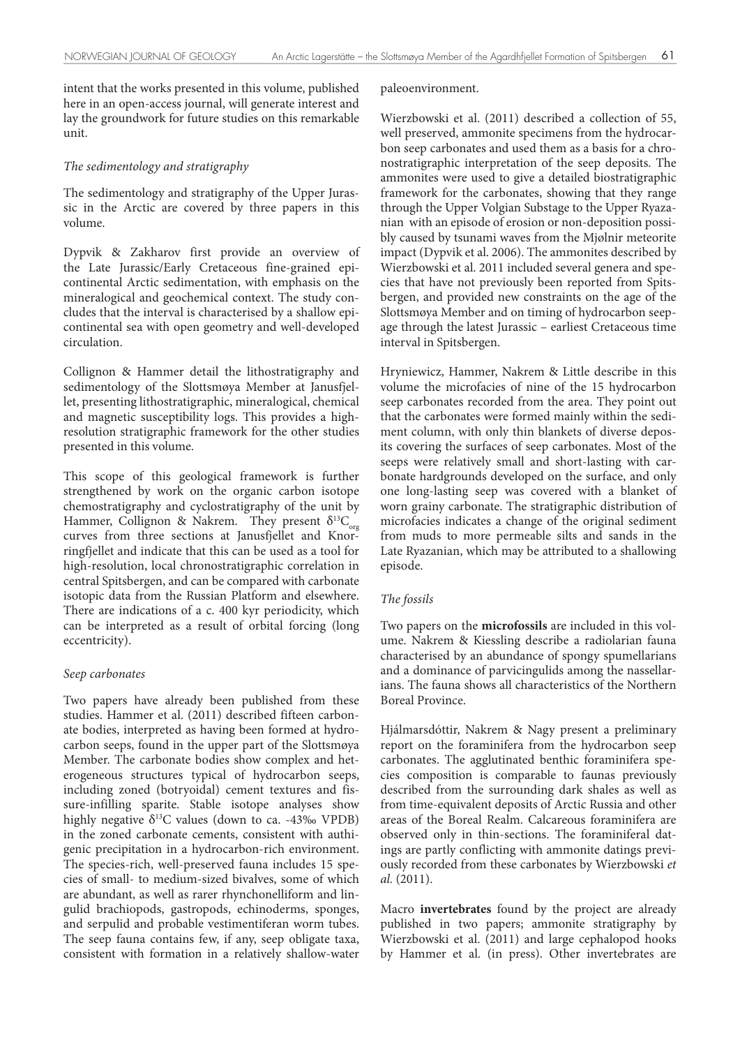intent that the works presented in this volume, published here in an open-access journal, will generate interest and lay the groundwork for future studies on this remarkable unit.

*The sedimentology and stratigraphy*

The sedimentology and stratigraphy of the Upper Jurassic in the Arctic are covered by three papers in this volume.

Dypvik & Zakharov first provide an overview of the Late Jurassic/Early Cretaceous fine-grained epicontinental Arctic sedimentation, with emphasis on the mineralogical and geochemical context. The study concludes that the interval is characterised by a shallow epicontinental sea with open geometry and well-developed circulation.

Collignon & Hammer detail the lithostratigraphy and sedimentology of the Slottsmøya Member at Janusfjellet, presenting lithostratigraphic, mineralogical, chemical and magnetic susceptibility logs. This provides a high-resolution stratigraphic framework for the other studies presented in this volume.

This scope of this geological framework is further strengthened by work on the organic carbon isotope chemostratigraphy and cyclostratigraphy of the unit by Hammer, Collignon & Nakrem. They present $\delta^{13}C_{org}$ curves from three sections at Janusfjellet and Knorringfjellet and indicate that this can be used as a tool for high-resolution, local chronostratigraphic correlation in central Spitsbergen, and can be compared with carbonate isotopic data from the Russian Platform and elsewhere. There are indications of a c. 400 kyr periodicity, which can be interpreted as a result of orbital forcing (long eccentricity).

*Seep carbonates*

Two papers have already been published from these studies. Hammer et al. (2011) described fifteen carbonate bodies, interpreted as having been formed at hydrocarbon seeps, found in the upper part of the Slottsmøya Member. The carbonate bodies show complex and heterogeneous structures typical of hydrocarbon seeps, including zoned (botryoidal) cement textures and fissure-infilling sparite. Stable isotope analyses show highly negative $\delta^{13}C$ values (down to ca. -43‰ VPDB) in the zoned carbonate cements, consistent with authigenic precipitation in a hydrocarbon-rich environment. The species-rich, well-preserved fauna includes 15 species of small- to medium-sized bivalves, some of which are abundant, as well as rarer rhynchonelliform and lingulid brachiopods, gastropods, echinoderms, sponges, and serpulid and probable vestimentiferan worm tubes. The seep fauna contains few, if any, seep obligate taxa, consistent with formation in a relatively shallow-water paleoenvironment.

Wierzbowski et al. (2011) described a collection of 55, well preserved, ammonite specimens from the hydrocarbon seep carbonates and used them as a basis for a chronostratigraphic interpretation of the seep deposits. The ammonites were used to give a detailed biostratigraphic framework for the carbonates, showing that they range through the Upper Volgian Substage to the Upper Ryazanian with an episode of erosion or non-deposition possibly caused by tsunami waves from the Mjølnir meteorite impact (Dypvik et al. 2006). The ammonites described by Wierzbowski et al. 2011 included several genera and species that have not previously been reported from Spitsbergen, and provided new constraints on the age of the Slottsmøya Member and on timing of hydrocarbon seepage through the latest Jurassic – earliest Cretaceous time interval in Spitsbergen.

Hryniewicz, Hammer, Nakrem & Little describe in this volume the microfacies of nine of the 15 hydrocarbon seep carbonates recorded from the area. They point out that the carbonates were formed mainly within the sediment column, with only thin blankets of diverse deposits covering the surfaces of seep carbonates. Most of the seeps were relatively small and short-lasting with carbonate hardgrounds developed on the surface, and only one long-lasting seep was covered with a blanket of worn grainy carbonate. The stratigraphic distribution of microfacies indicates a change of the original sediment from muds to more permeable silts and sands in the Late Ryazanian, which may be attributed to a shallowing episode.

*The fossils*

Two papers on the **microfossils** are included in this volume. Nakrem & Kiessling describe a radiolarian fauna characterised by an abundance of spongy spumellarians and a dominance of parvicingulids among the nassellarians. The fauna shows all characteristics of the Northern Boreal Province.

Hjálmarsdóttir, Nakrem & Nagy present a preliminary report on the foraminifera from the hydrocarbon seep carbonates. The agglutinated benthic foraminifera species composition is comparable to faunas previously described from the surrounding dark shales as well as from time-equivalent deposits of Arctic Russia and other areas of the Boreal Realm. Calcareous foraminifera are observed only in thin-sections. The foraminiferal datings are partly conflicting with ammonite datings previously recorded from these carbonates by Wierzbowski *et al.* (2011).

Macro **invertebrates** found by the project are already published in two papers; ammonite stratigraphy by Wierzbowski et al. (2011) and large cephalopod hooks by Hammer et al. (in press). Other invertebrates are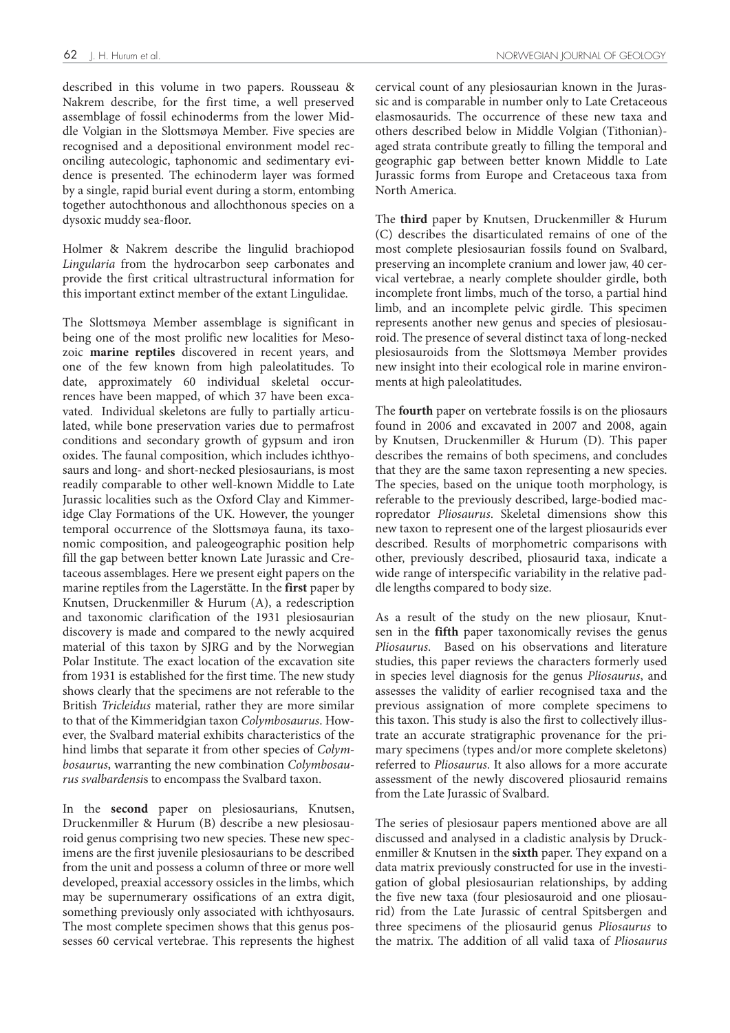described in this volume in two papers. Rousseau & Nakrem describe, for the first time, a well preserved assemblage of fossil echinoderms from the lower Middle Volgian in the Slottsmøya Member. Five species are recognised and a depositional environment model reconciling autecologic, taphonomic and sedimentary evidence is presented. The echinoderm layer was formed by a single, rapid burial event during a storm, entombing together autochthonous and allochthonous species on a dysoxic muddy sea-floor.

Holmer & Nakrem describe the lingulid brachiopod *Lingularia* from the hydrocarbon seep carbonates and provide the first critical ultrastructural information for this important extinct member of the extant Lingulidae.

The Slottsmøya Member assemblage is significant in being one of the most prolific new localities for Mesozoic **marine reptiles** discovered in recent years, and one of the few known from high paleolatitudes. To date, approximately 60 individual skeletal occurrences have been mapped, of which 37 have been excavated. Individual skeletons are fully to partially articulated, while bone preservation varies due to permafrost conditions and secondary growth of gypsum and iron oxides. The faunal composition, which includes ichthyosaurs and long- and short-necked plesiosaurians, is most readily comparable to other well-known Middle to Late Jurassic localities such as the Oxford Clay and Kimmeridge Clay Formations of the UK. However, the younger temporal occurrence of the Slottsmøya fauna, its taxonomic composition, and paleogeographic position help fill the gap between better known Late Jurassic and Cretaceous assemblages. Here we present eight papers on the marine reptiles from the Lagerstätte. In the **first** paper by Knutsen, Druckenmiller & Hurum (A), a redescription and taxonomic clarification of the 1931 plesiosaurian discovery is made and compared to the newly acquired material of this taxon by SJRG and by the Norwegian Polar Institute. The exact location of the excavation site from 1931 is established for the first time. The new study shows clearly that the specimens are not referable to the British *Tricleidus* material, rather they are more similar to that of the Kimmeridgian taxon *Colymbosaurus*. However, the Svalbard material exhibits characteristics of the hind limbs that separate it from other species of *Colymbosaurus*, warranting the new combination *Colymbosaurus svalbardensis* to encompass the Svalbard taxon.

In the **second** paper on plesiosaurians, Knutsen, Druckenmiller & Hurum (B) describe a new plesiosauroid genus comprising two new species. These new specimens are the first juvenile plesiosaurians to be described from the unit and possess a column of three or more well developed, preaxial accessory ossicles in the limbs, which may be supernumerary ossifications of an extra digit, something previously only associated with ichthyosaurs. The most complete specimen shows that this genus possesses 60 cervical vertebrae. This represents the highest cervical count of any plesiosaurian known in the Jurassic and is comparable in number only to Late Cretaceous elasmosaurids. The occurrence of these new taxa and others described below in Middle Volgian (Tithonian)-aged strata contribute greatly to filling the temporal and geographic gap between better known Middle to Late Jurassic forms from Europe and Cretaceous taxa from North America.

The **third** paper by Knutsen, Druckenmiller & Hurum (C) describes the disarticulated remains of one of the most complete plesiosaurian fossils found on Svalbard, preserving an incomplete cranium and lower jaw, 40 cervical vertebrae, a nearly complete shoulder girdle, both incomplete front limbs, much of the torso, a partial hind limb, and an incomplete pelvic girdle. This specimen represents another new genus and species of plesiosauroid. The presence of several distinct taxa of long-necked plesiosauroids from the Slottsmøya Member provides new insight into their ecological role in marine environments at high paleolatitudes.

The **fourth** paper on vertebrate fossils is on the pliosaurs found in 2006 and excavated in 2007 and 2008, again by Knutsen, Druckenmiller & Hurum (D). This paper describes the remains of both specimens, and concludes that they are the same taxon representing a new species. The species, based on the unique tooth morphology, is referable to the previously described, large-bodied macropredator *Pliosaurus*. Skeletal dimensions show this new taxon to represent one of the largest pliosaurids ever described. Results of morphometric comparisons with other, previously described, pliosaurid taxa, indicate a wide range of interspecific variability in the relative paddle lengths compared to body size.

As a result of the study on the new pliosaur, Knutsen in the **fifth** paper taxonomically revises the genus *Pliosaurus*. Based on his observations and literature studies, this paper reviews the characters formerly used in species level diagnosis for the genus *Pliosaurus*, and assesses the validity of earlier recognised taxa and the previous assignation of more complete specimens to this taxon. This study is also the first to collectively illustrate an accurate stratigraphic provenance for the primary specimens (types and/or more complete skeletons) referred to *Pliosaurus*. It also allows for a more accurate assessment of the newly discovered pliosaurid remains from the Late Jurassic of Svalbard.

The series of plesiosaur papers mentioned above are all discussed and analysed in a cladistic analysis by Druckenmiller & Knutsen in the **sixth** paper. They expand on a data matrix previously constructed for use in the investigation of global plesiosaurian relationships, by adding the five new taxa (four plesiosauroid and one pliosaurid) from the Late Jurassic of central Spitsbergen and three specimens of the pliosaurid genus *Pliosaurus* to the matrix. The addition of all valid taxa of *Pliosaurus*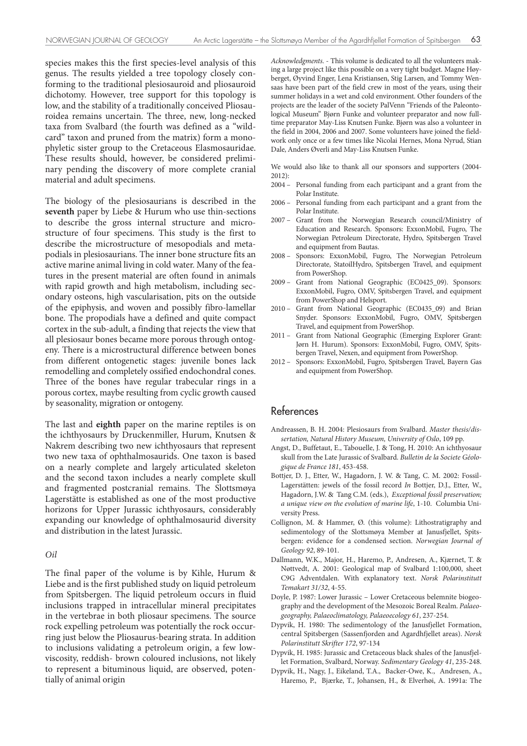species makes this the first species-level analysis of this genus. The results yielded a tree topology closely conforming to the traditional plesiosauroid and pliosauroid dichotomy. However, tree support for this topology is low, and the stability of a traditionally conceived Pliosauroidea remains uncertain. The three, new, long-necked taxa from Svalbard (the fourth was defined as a "wildcard" taxon and pruned from the matrix) form a monophyletic sister group to the Cretaceous Elasmosauridae. These results should, however, be considered preliminary pending the discovery of more complete cranial material and adult specimens.

The biology of the plesiosaurians is described in the **seventh** paper by Liebe & Hurum who use thin-sections to describe the gross internal structure and microstructure of four specimens. This study is the first to describe the microstructure of mesopodials and metapodials in plesiosaurians. The inner bone structure fits an active marine animal living in cold water. Many of the features in the present material are often found in animals with rapid growth and high metabolism, including secondary osteons, high vascularisation, pits on the outside of the epiphysis, and woven and possibly fibro-lamellar bone. The propodials have a defined and quite compact cortex in the sub-adult, a finding that rejects the view that all plesiosaur bones became more porous through ontogeny. There is a microstructural difference between bones from different ontogenetic stages: juvenile bones lack remodelling and completely ossified endochondral cones. Three of the bones have regular trabecular rings in a porous cortex, maybe resulting from cyclic growth caused by seasonality, migration or ontogeny.

The last and **eighth** paper on the marine reptiles is on the ichthyosaurs by Druckenmiller, Hurum, Knutsen & Nakrem describing two new ichthyosaurs that represent two new taxa of ophthalmosaurids. One taxon is based on a nearly complete and largely articulated skeleton and the second taxon includes a nearly complete skull and fragmented postcranial remains. The Slottsmøya Lagerstätte is established as one of the most productive horizons for Upper Jurassic ichthyosaurs, considerably expanding our knowledge of ophthalmosaurid diversity and distribution in the latest Jurassic.

### *Oil*

The final paper of the volume is by Kihle, Hurum & Liebe and is the first published study on liquid petroleum from Spitsbergen. The liquid petroleum occurs in fluid inclusions trapped in intracellular mineral precipitates in the vertebrae in both pliosaur specimens. The source rock expelling petroleum was potentially the rock occurring just below the Pliosaurus-bearing strata. In addition to inclusions validating a petroleum origin, a few low-viscosity, reddish- brown coloured inclusions, not likely to represent a bituminous liquid, are observed, potentially of animal origin

*Acknowledgments.* - This volume is dedicated to all the volunteers making a large project like this possible on a very tight budget. Magne Høyberget, Øyvind Enger, Lena Kristiansen, Stig Larsen, and Tommy Wensaas have been part of the field crew in most of the years, using their summer holidays in a wet and cold environment. Other founders of the projects are the leader of the society PalVenn "Friends of the Paleontological Museum" Bjørn Funke and volunteer preparator and now fulltime preparator May-Liss Knutsen Funke. Bjørn was also a volunteer in the field in 2004, 2006 and 2007. Some volunteers have joined the fieldwork only once or a few times like Nicolai Hernes, Mona Nyrud, Stian Dale, Anders Øverli and May-Liss Knutsen Funke.

We would also like to thank all our sponsors and supporters (2004-2012):

- 2004 – Personal funding from each participant and a grant from the Polar Institute.
- 2006 – Personal funding from each participant and a grant from the Polar Institute.
- 2007 – Grant from the Norwegian Research council/Ministry of Education and Research. Sponsors: ExxonMobil, Fugro, The Norwegian Petroleum Directorate, Hydro, Spitsbergen Travel and equipment from Bautas.
- 2008 – Sponsors: ExxonMobil, Fugro, The Norwegian Petroleum Directorate, StatoilHydro, Spitsbergen Travel, and equipment from PowerShop.
- 2009 – Grant from National Geographic (EC0425_09). Sponsors: ExxonMobil, Fugro, OMV, Spitsbergen Travel, and equipment from PowerShop and Helsport.
- 2010 – Grant from National Geographic (EC0435_09) and Brian Snyder. Sponsors: ExxonMobil, Fugro, OMV, Spitsbergen Travel, and equipment from PowerShop.
- 2011 – Grant from National Geographic (Emerging Explorer Grant: Jørn H. Hurum). Sponsors: ExxonMobil, Fugro, OMV, Spitsbergen Travel, Nexen, and equipment from PowerShop.
- 2012 – Sponsors: ExxonMobil, Fugro, Spitsbergen Travel, Bayern Gas and equipment from PowerShop.

## References

Andreassen, B. H. 2004: Plesiosaurs from Svalbard. *Master thesis/dissertation, Natural History Museum, University of Oslo*, 109 pp.

Angst, D., Buffetaut, E., Tabouelle, J. & Tong, H. 2010: An ichthyosaur skull from the Late Jurassic of Svalbard. *Bulletin de la Societe Géologique de France 181*, 453-458.

Bottjer, D. J., Etter, W., Hagadorn, J. W. & Tang, C. M. 2002: Fossil-Lagerstätten: jewels of the fossil record *In* Bottjer, D.J., Etter, W., Hagadorn, J.W. & Tang C.M. (eds.), *Exceptional fossil preservation; a unique view on the evolution of marine life*, 1-10. Columbia University Press.

Collignon, M. & Hammer, Ø. (this volume): Lithostratigraphy and sedimentology of the Slottsmøya Member at Janusfjellet, Spitsbergen: evidence for a condensed section. *Norwegian Journal of Geology 92*, 89-101.

Dallmann, W.K., Major, H., Haremo, P., Andresen, A., Kjærnet, T. & Nøttvedt, A. 2001: Geological map of Svalbard 1:100,000, sheet C9G Adventdalen. With explanatory text. *Norsk Polarinstitutt Temakart 31/32*, 4-55.

Doyle, P. 1987: Lower Jurassic – Lower Cretaceous belemnite biogeography and the development of the Mesozoic Boreal Realm. *Palaeogeography, Palaeoclimatology, Palaeoecology 61*, 237-254.

Dypvik, H. 1980: The sedimentology of the Janusfjellet Formation, central Spitsbergen (Sassenfjorden and Agardhfjellet areas). *Norsk Polarinstitutt Skrifter 172*, 97-134

Dypvik, H. 1985: Jurassic and Cretaceous black shales of the Janusfjellet Formation, Svalbard, Norway. *Sedimentary Geology 41*, 235-248.

Dypvik, H., Nagy, J., Eikeland, T.A., Backer-Owe, K., Andresen, A., Haremo, P., Bjærke, T., Johansen, H., & Elverhøi, A. 1991a: The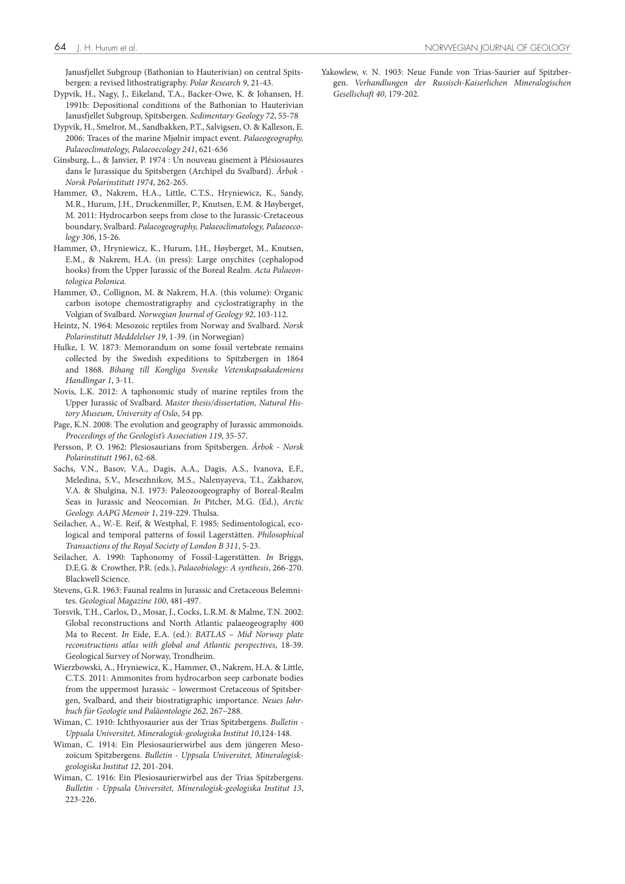Janusfjellet Subgroup (Bathonian to Hauterivian) on central Spitsbergen: a revised lithostratigraphy. *Polar Research 9*, 21-43.

Dypvik, H., Nagy, J., Eikeland, T.A., Backer-Owe, K. & Johansen, H. 1991b: Depositional conditions of the Bathonian to Hauterivian Janusfjellet Subgroup, Spitsbergen. *Sedimentary Geology 72*, 55-78

Dypvik, H., Smelror, M., Sandbakken, P.T., Salvigsen, O. & Kalleson, E. 2006: Traces of the marine Mjølnir impact event. *Palaeogeography, Palaeoclimatology, Palaeoecology 241*, 621-636

Ginsburg, L., & Janvier, P. 1974 : Un nouveau gisement à Plésiosaures dans le Jurassique du Spitsbergen (Archipel du Svalbard). *Årbok - Norsk Polarinstitutt 1974*, 262-265.

Hammer, Ø., Nakrem, H.A., Little, C.T.S., Hryniewicz, K., Sandy, M.R., Hurum, J.H., Druckenmiller, P., Knutsen, E.M. & Høyberget, M. 2011: Hydrocarbon seeps from close to the Jurassic-Cretaceous boundary, Svalbard. *Palaeogeography, Palaeoclimatology, Palaeoecology 306*, 15-26.

Hammer, Ø., Hryniewicz, K., Hurum, J.H., Høyberget, M., Knutsen, E.M., & Nakrem, H.A. (in press): Large onychites (cephalopod hooks) from the Upper Jurassic of the Boreal Realm. *Acta Palaeontologica Polonica.*

Hammer, Ø., Collignon, M. & Nakrem, H.A. (this volume): Organic carbon isotope chemostratigraphy and cyclostratigraphy in the Volgian of Svalbard. *Norwegian Journal of Geology 92*, 103-112.

Heintz, N. 1964: Mesozoic reptiles from Norway and Svalbard. *Norsk Polarinstitutt Meddelelser 19*, 1-39. (in Norwegian)

Hulke, I. W. 1873: Memorandum on some fossil vertebrate remains collected by the Swedish expeditions to Spitzbergen in 1864 and 1868. *Bihang till Kongliga Svenske Vetenskapsakademiens Handlingar 1*, 3-11.

Novis, L.K. 2012: A taphonomic study of marine reptiles from the Upper Jurassic of Svalbard. *Master thesis/dissertation, Natural History Museum, University of Oslo*, 54 pp.

Page, K.N. 2008: The evolution and geography of Jurassic ammonoids. *Proceedings of the Geologist's Association 119*, 35-57.

Persson, P. O. 1962: Plesiosaurians from Spitsbergen. *Årbok - Norsk Polarinstitutt 1961*, 62-68.

Sachs, V.N., Basov, V.A., Dagis, A.A., Dagis, A.S., Ivanova, E.F., Meledina, S.V., Mesezhnikov, M.S., Nalenyayeva, T.I., Zakharov, V.A. & Shulgina, N.I. 1973: Paleozoogeography of Boreal-Realm Seas in Jurassic and Neocomian. *In* Pitcher, M.G. (Ed.), *Arctic Geology. AAPG Memoir 1*, 219-229. Thulsa.

Seilacher, A., W.-E. Reif, & Westphal, F. 1985: Sedimentological, ecological and temporal patterns of fossil Lagerstätten. *Philosophical Transactions of the Royal Society of London B 311*, 5-23.

Seilacher, A. 1990: Taphonomy of Fossil-Lagerstätten. *In* Briggs, D.E.G. & Crowther, P.R. (eds.), *Palaeobiology: A synthesis*, 266-270. Blackwell Science.

Stevens, G.R. 1963: Faunal realms in Jurassic and Cretaceous Belemnites. *Geological Magazine 100*, 481-497.

Torsvik, T.H., Carlos, D., Mosar, J., Cocks, L.R.M. & Malme, T.N. 2002: Global reconstructions and North Atlantic palaeogeography 400 Ma to Recent. *In* Eide, E.A. (ed.): *BATLAS – Mid Norway plate reconstructions atlas with global and Atlantic perspectives*, 18-39. Geological Survey of Norway, Trondheim.

Wierzbowski, A., Hryniewicz, K., Hammer, Ø., Nakrem, H.A. & Little, C.T.S. 2011: Ammonites from hydrocarbon seep carbonate bodies from the uppermost Jurassic – lowermost Cretaceous of Spitsbergen, Svalbard, and their biostratigraphic importance. *Neues Jahrbuch für Geologie und Paläontologie 262*, 267–288.

Wiman, C. 1910: Ichthyosaurier aus der Trias Spitzbergens. *Bulletin - Uppsala Universitet, Mineralogisk-geologiska Institut 10*,124-148.

Wiman, C. 1914: Ein Plesiosaurierwirbel aus dem jüngeren Mesozoicum Spitzbergens. *Bulletin - Uppsala Universitet, Mineralogisk-geologiska Institut 12*, 201-204.

Wiman, C. 1916: Ein Plesiosaurierwirbel aus der Trias Spitzbergens. *Bulletin - Uppsala Universitet, Mineralogisk-geologiska Institut 13*, 223-226.

Yakowlew, v. N. 1903: Neue Funde von Trias-Saurier auf Spitzbergen. *Verhandlungen der Russisch-Kaiserlichen Mineralogischen Gesellschaft 40*, 179-202.